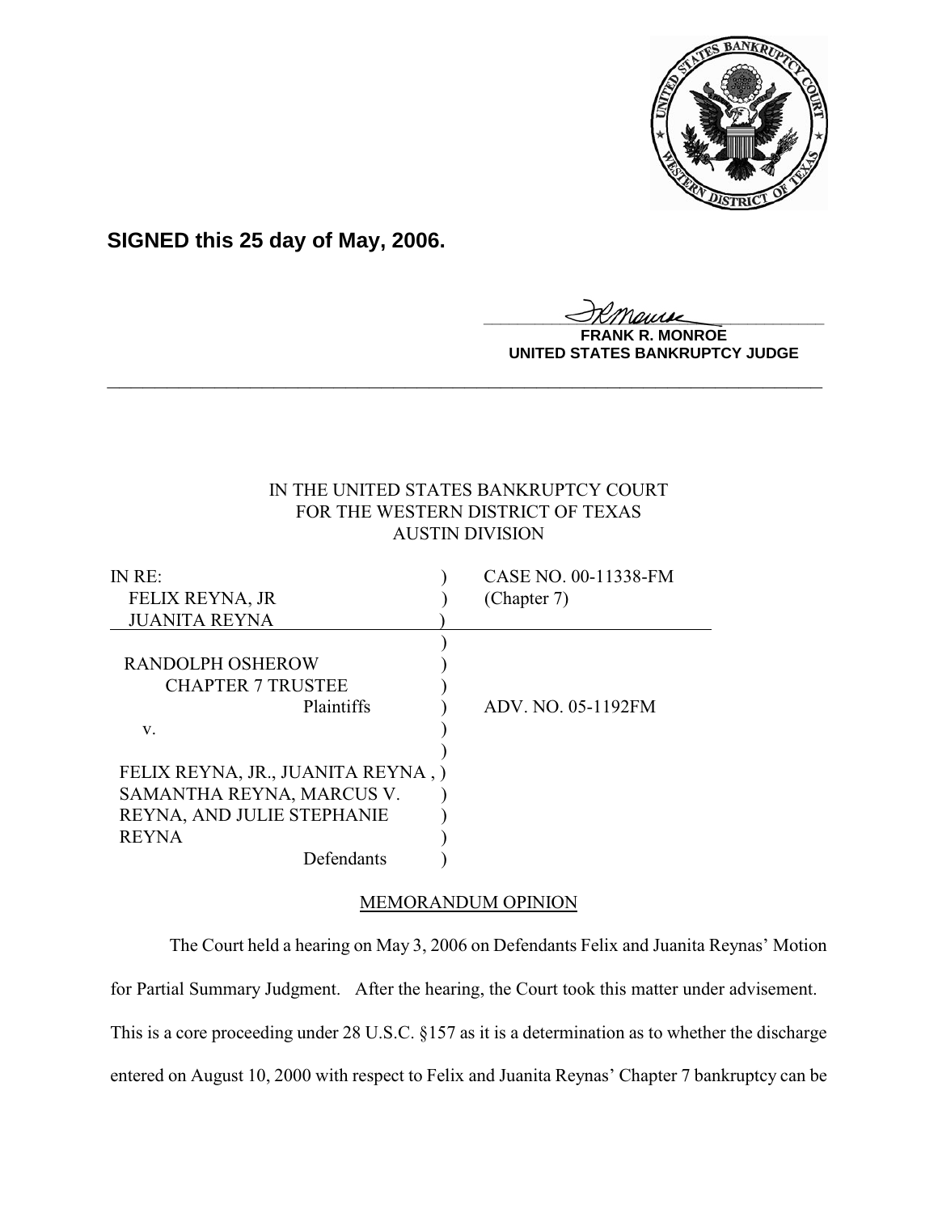**SIGNED this 25 day of May, 2006.**

**FRANK R. MONROE**
**UNITED STATES BANKRUPTCY JUDGE**

---

IN THE UNITED STATES BANKRUPTCY COURT
FOR THE WESTERN DISTRICT OF TEXAS
AUSTIN DIVISION

| | | |
|---|---|---|
| IN RE: | ) | CASE NO. 00-11338-FM |
| FELIX REYNA, JR | ) | (Chapter 7) |
| JUANITA REYNA | ) | |
| | ) | |
| RANDOLPH OSHEROW | ) | |
| CHAPTER 7 TRUSTEE | ) | |
| Plaintiffs | ) | ADV. NO. 05-1192FM |
| v. | ) | |
| | ) | |
| FELIX REYNA, JR., JUANITA REYNA , | ) | |
| SAMANTHA REYNA, MARCUS V. | ) | |
| REYNA, AND JULIE STEPHANIE | ) | |
| REYNA | ) | |
| Defendants | ) | |

MEMORANDUM OPINION

The Court held a hearing on May 3, 2006 on Defendants Felix and Juanita Reynas' Motion for Partial Summary Judgment. After the hearing, the Court took this matter under advisement. This is a core proceeding under 28 U.S.C. §157 as it is a determination as to whether the discharge entered on August 10, 2000 with respect to Felix and Juanita Reynas' Chapter 7 bankruptcy can be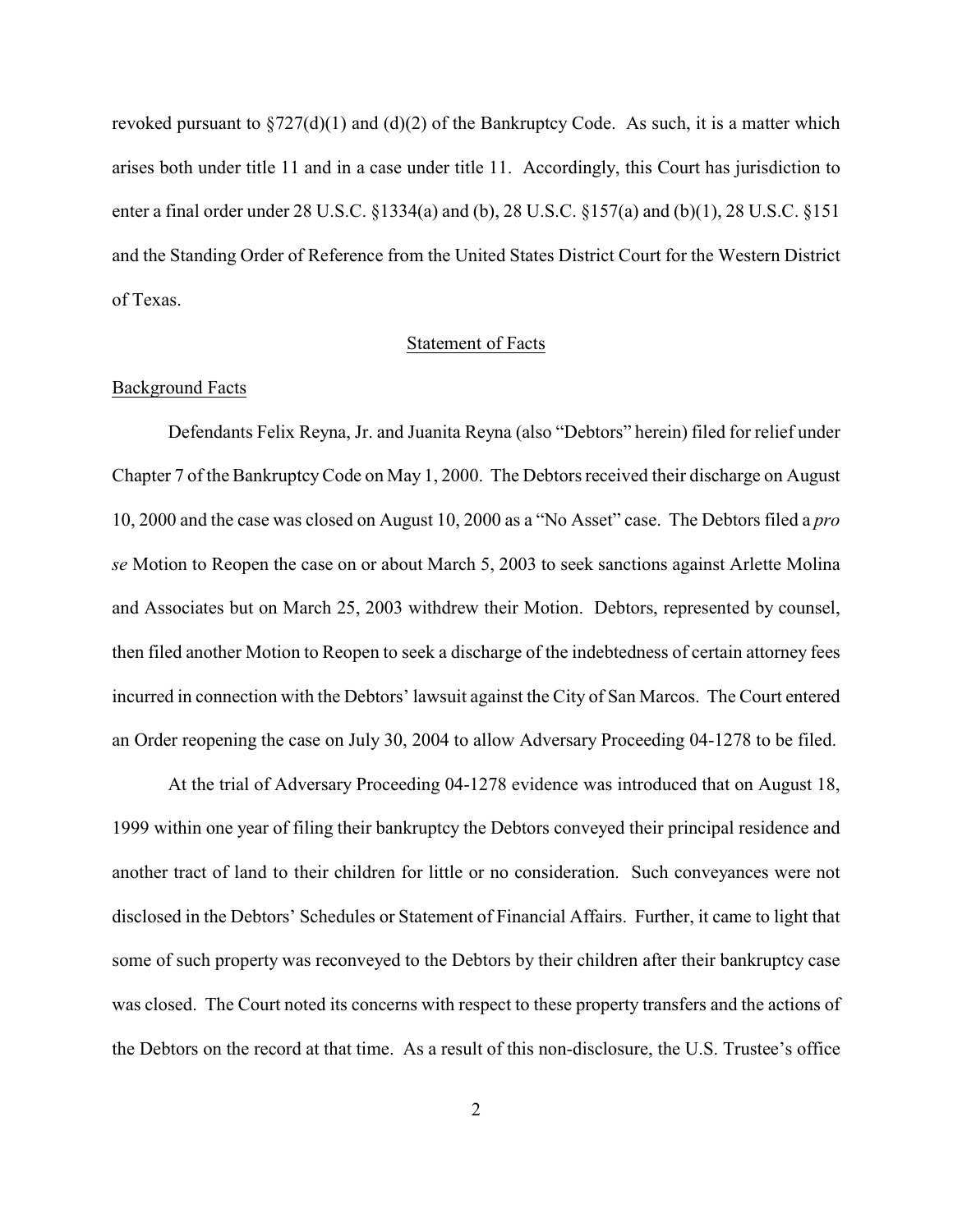revoked pursuant to §727(d)(1) and (d)(2) of the Bankruptcy Code. As such, it is a matter which arises both under title 11 and in a case under title 11. Accordingly, this Court has jurisdiction to enter a final order under 28 U.S.C. §1334(a) and (b), 28 U.S.C. §157(a) and (b)(1), 28 U.S.C. §151 and the Standing Order of Reference from the United States District Court for the Western District of Texas.

## Statement of Facts

### Background Facts

Defendants Felix Reyna, Jr. and Juanita Reyna (also "Debtors" herein) filed for relief under Chapter 7 of the Bankruptcy Code on May 1, 2000. The Debtors received their discharge on August 10, 2000 and the case was closed on August 10, 2000 as a "No Asset" case. The Debtors filed a *pro se* Motion to Reopen the case on or about March 5, 2003 to seek sanctions against Arlette Molina and Associates but on March 25, 2003 withdrew their Motion. Debtors, represented by counsel, then filed another Motion to Reopen to seek a discharge of the indebtedness of certain attorney fees incurred in connection with the Debtors' lawsuit against the City of San Marcos. The Court entered an Order reopening the case on July 30, 2004 to allow Adversary Proceeding 04-1278 to be filed.

At the trial of Adversary Proceeding 04-1278 evidence was introduced that on August 18, 1999 within one year of filing their bankruptcy the Debtors conveyed their principal residence and another tract of land to their children for little or no consideration. Such conveyances were not disclosed in the Debtors' Schedules or Statement of Financial Affairs. Further, it came to light that some of such property was reconveyed to the Debtors by their children after their bankruptcy case was closed. The Court noted its concerns with respect to these property transfers and the actions of the Debtors on the record at that time. As a result of this non-disclosure, the U.S. Trustee's office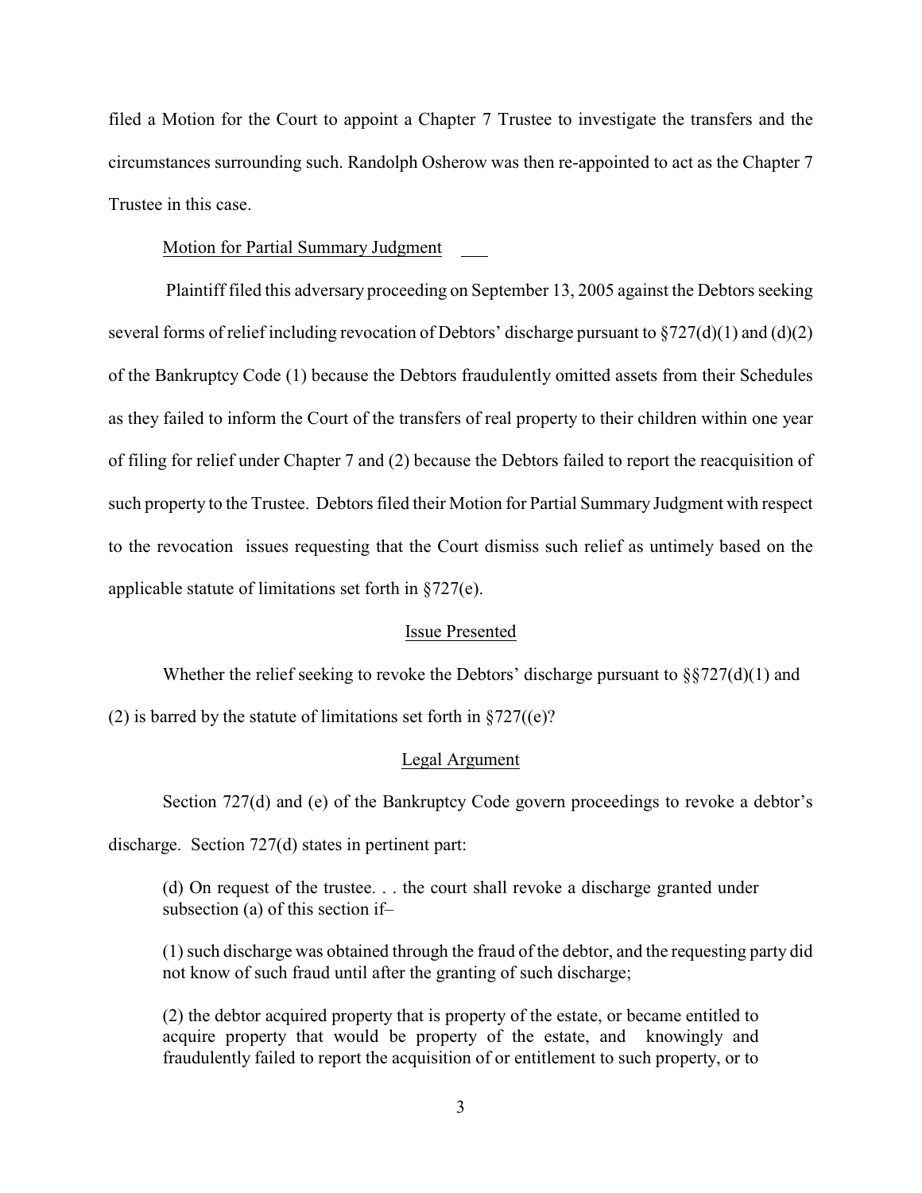filed a Motion for the Court to appoint a Chapter 7 Trustee to investigate the transfers and the circumstances surrounding such. Randolph Osherow was then re-appointed to act as the Chapter 7 Trustee in this case.

Motion for Partial Summary Judgment

Plaintiff filed this adversary proceeding on September 13, 2005 against the Debtors seeking several forms of relief including revocation of Debtors' discharge pursuant to §727(d)(1) and (d)(2) of the Bankruptcy Code (1) because the Debtors fraudulently omitted assets from their Schedules as they failed to inform the Court of the transfers of real property to their children within one year of filing for relief under Chapter 7 and (2) because the Debtors failed to report the reacquisition of such property to the Trustee. Debtors filed their Motion for Partial Summary Judgment with respect to the revocation issues requesting that the Court dismiss such relief as untimely based on the applicable statute of limitations set forth in §727(e).

Issue Presented

Whether the relief seeking to revoke the Debtors' discharge pursuant to §§727(d)(1) and (2) is barred by the statute of limitations set forth in §727((e)?

Legal Argument

Section 727(d) and (e) of the Bankruptcy Code govern proceedings to revoke a debtor's discharge. Section 727(d) states in pertinent part:

> (d) On request of the trustee. . . the court shall revoke a discharge granted under subsection (a) of this section if–
>
> (1) such discharge was obtained through the fraud of the debtor, and the requesting party did not know of such fraud until after the granting of such discharge;
>
> (2) the debtor acquired property that is property of the estate, or became entitled to acquire property that would be property of the estate, and knowingly and fraudulently failed to report the acquisition of or entitlement to such property, or to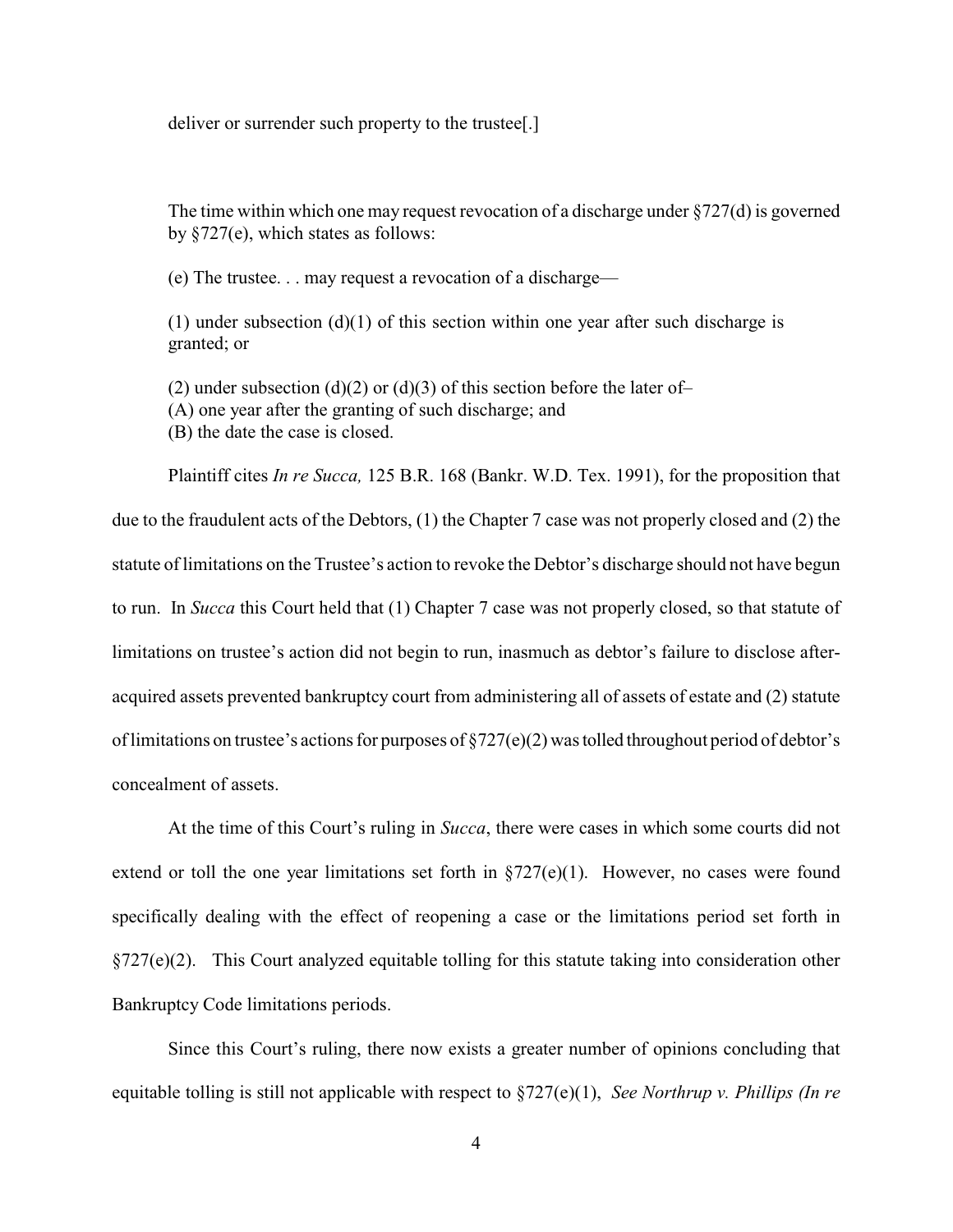deliver or surrender such property to the trustee[.]

> The time within which one may request revocation of a discharge under §727(d) is governed by §727(e), which states as follows:
>
> (e) The trustee. . . may request a revocation of a discharge—
>
> (1) under subsection (d)(1) of this section within one year after such discharge is granted; or
>
> (2) under subsection (d)(2) or (d)(3) of this section before the later of–
> (A) one year after the granting of such discharge; and
> (B) the date the case is closed.

Plaintiff cites *In re Succa,* 125 B.R. 168 (Bankr. W.D. Tex. 1991), for the proposition that due to the fraudulent acts of the Debtors, (1) the Chapter 7 case was not properly closed and (2) the statute of limitations on the Trustee's action to revoke the Debtor's discharge should not have begun to run. In *Succa* this Court held that (1) Chapter 7 case was not properly closed, so that statute of limitations on trustee's action did not begin to run, inasmuch as debtor's failure to disclose after-acquired assets prevented bankruptcy court from administering all of assets of estate and (2) statute of limitations on trustee's actions for purposes of §727(e)(2) was tolled throughout period of debtor's concealment of assets.

At the time of this Court's ruling in *Succa*, there were cases in which some courts did not extend or toll the one year limitations set forth in §727(e)(1). However, no cases were found specifically dealing with the effect of reopening a case or the limitations period set forth in §727(e)(2). This Court analyzed equitable tolling for this statute taking into consideration other Bankruptcy Code limitations periods.

Since this Court's ruling, there now exists a greater number of opinions concluding that equitable tolling is still not applicable with respect to §727(e)(1), *See Northrup v. Phillips (In re*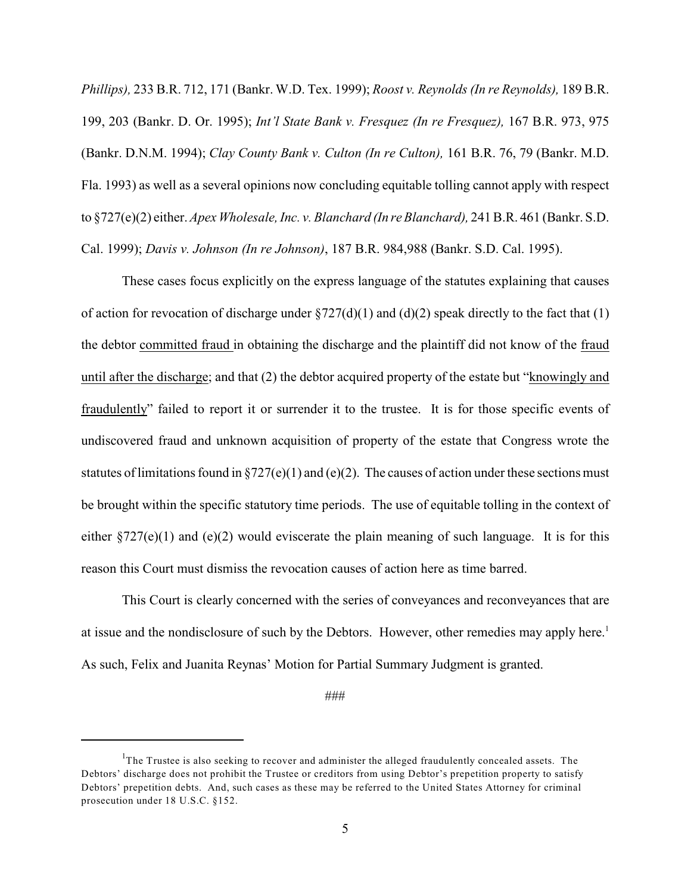*Phillips),* 233 B.R. 712, 171 (Bankr. W.D. Tex. 1999); *Roost v. Reynolds (In re Reynolds),* 189 B.R. 199, 203 (Bankr. D. Or. 1995); *Int'l State Bank v. Fresquez (In re Fresquez),* 167 B.R. 973, 975 (Bankr. D.N.M. 1994); *Clay County Bank v. Culton (In re Culton),* 161 B.R. 76, 79 (Bankr. M.D. Fla. 1993) as well as a several opinions now concluding equitable tolling cannot apply with respect to §727(e)(2) either. *Apex Wholesale, Inc. v. Blanchard (In re Blanchard),* 241 B.R. 461 (Bankr. S.D. Cal. 1999); *Davis v. Johnson (In re Johnson)*, 187 B.R. 984,988 (Bankr. S.D. Cal. 1995).

These cases focus explicitly on the express language of the statutes explaining that causes of action for revocation of discharge under §727(d)(1) and (d)(2) speak directly to the fact that (1) the debtor committed fraud in obtaining the discharge and the plaintiff did not know of the fraud until after the discharge; and that (2) the debtor acquired property of the estate but "knowingly and fraudulently" failed to report it or surrender it to the trustee. It is for those specific events of undiscovered fraud and unknown acquisition of property of the estate that Congress wrote the statutes of limitations found in §727(e)(1) and (e)(2). The causes of action under these sections must be brought within the specific statutory time periods. The use of equitable tolling in the context of either §727(e)(1) and (e)(2) would eviscerate the plain meaning of such language. It is for this reason this Court must dismiss the revocation causes of action here as time barred.

This Court is clearly concerned with the series of conveyances and reconveyances that are at issue and the nondisclosure of such by the Debtors. However, other remedies may apply here.[1] As such, Felix and Juanita Reynas' Motion for Partial Summary Judgment is granted.

###

---

[1] The Trustee is also seeking to recover and administer the alleged fraudulently concealed assets. The Debtors' discharge does not prohibit the Trustee or creditors from using Debtor's prepetition property to satisfy Debtors' prepetition debts. And, such cases as these may be referred to the United States Attorney for criminal prosecution under 18 U.S.C. §152.